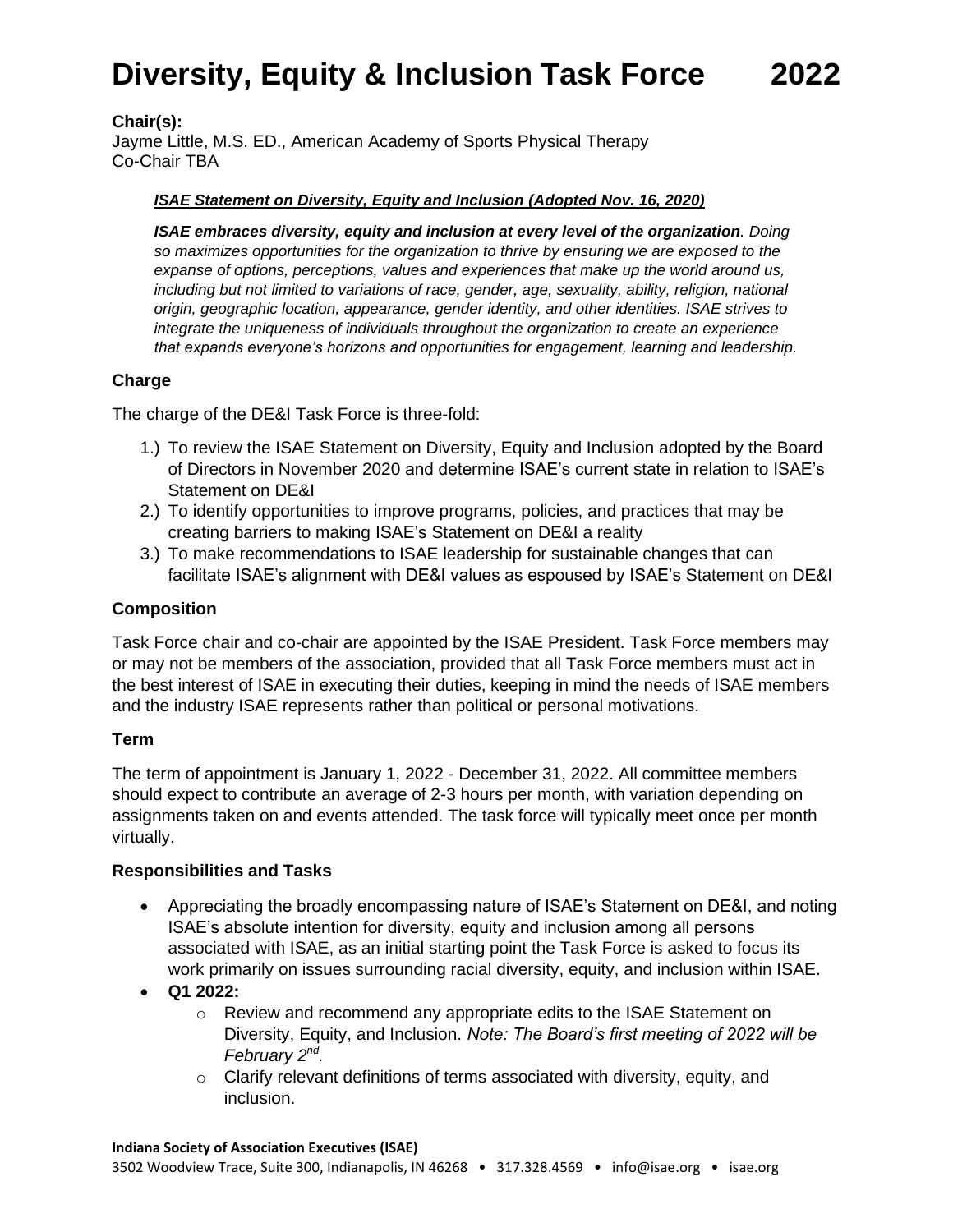# Diversity, Equity & Inclusion Task Force 2022

**Chair(s):**
Jayme Little, M.S. ED., American Academy of Sports Physical Therapy
Co-Chair TBA

***ISAE Statement on Diversity, Equity and Inclusion (Adopted Nov. 16, 2020)***

***ISAE embraces diversity, equity and inclusion at every level of the organization****. Doing so maximizes opportunities for the organization to thrive by ensuring we are exposed to the expanse of options, perceptions, values and experiences that make up the world around us, including but not limited to variations of race, gender, age, sexuality, ability, religion, national origin, geographic location, appearance, gender identity, and other identities. ISAE strives to integrate the uniqueness of individuals throughout the organization to create an experience that expands everyone's horizons and opportunities for engagement, learning and leadership.*

### Charge

The charge of the DE&I Task Force is three-fold:

1.) To review the ISAE Statement on Diversity, Equity and Inclusion adopted by the Board of Directors in November 2020 and determine ISAE's current state in relation to ISAE's Statement on DE&I
2.) To identify opportunities to improve programs, policies, and practices that may be creating barriers to making ISAE's Statement on DE&I a reality
3.) To make recommendations to ISAE leadership for sustainable changes that can facilitate ISAE's alignment with DE&I values as espoused by ISAE's Statement on DE&I

### Composition

Task Force chair and co-chair are appointed by the ISAE President. Task Force members may or may not be members of the association, provided that all Task Force members must act in the best interest of ISAE in executing their duties, keeping in mind the needs of ISAE members and the industry ISAE represents rather than political or personal motivations.

### Term

The term of appointment is January 1, 2022 - December 31, 2022. All committee members should expect to contribute an average of 2-3 hours per month, with variation depending on assignments taken on and events attended. The task force will typically meet once per month virtually.

### Responsibilities and Tasks

- Appreciating the broadly encompassing nature of ISAE's Statement on DE&I, and noting ISAE's absolute intention for diversity, equity and inclusion among all persons associated with ISAE, as an initial starting point the Task Force is asked to focus its work primarily on issues surrounding racial diversity, equity, and inclusion within ISAE.
- **Q1 2022:**
  - Review and recommend any appropriate edits to the ISAE Statement on Diversity, Equity, and Inclusion. *Note: The Board's first meeting of 2022 will be February 2nd.*
  - Clarify relevant definitions of terms associated with diversity, equity, and inclusion.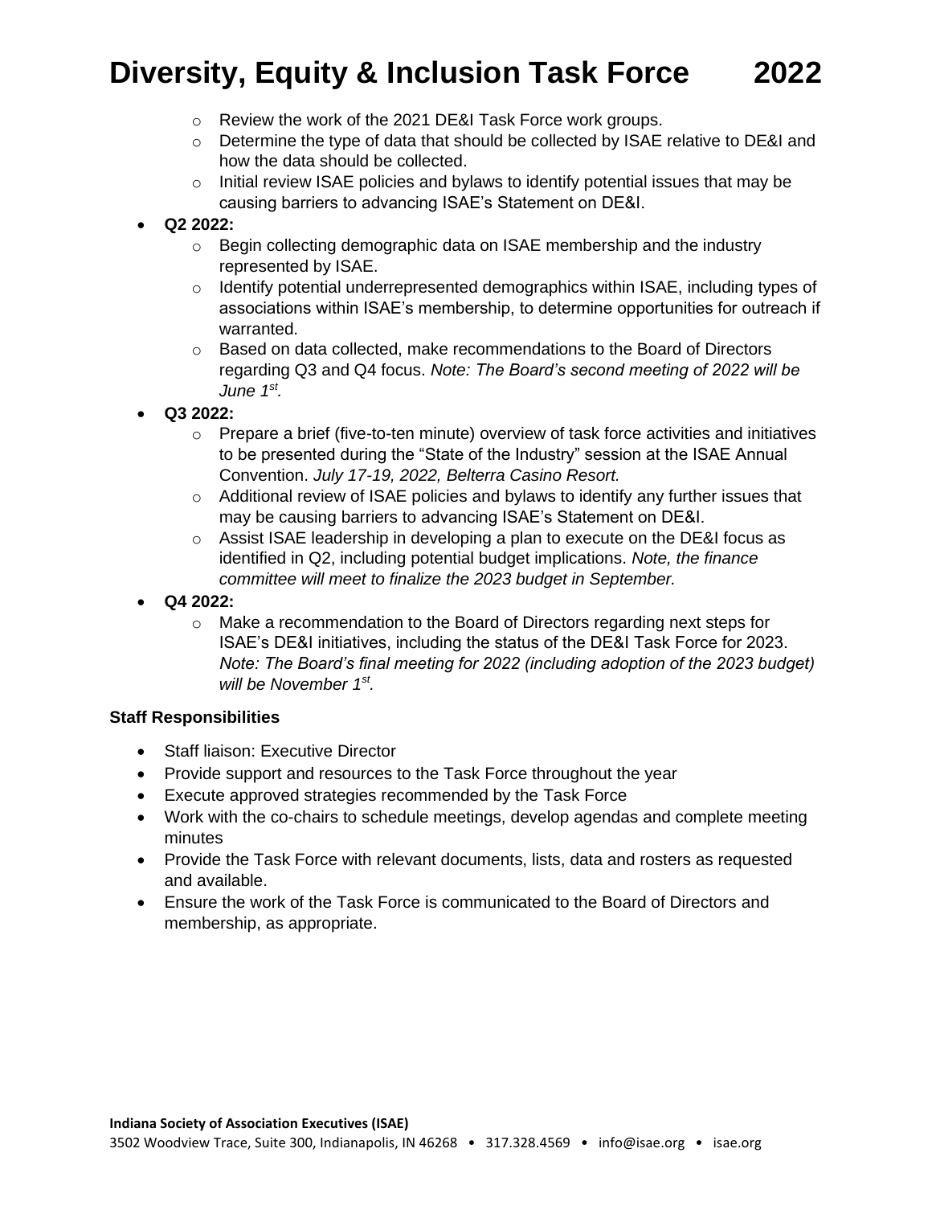- Review the work of the 2021 DE&I Task Force work groups.
  - Determine the type of data that should be collected by ISAE relative to DE&I and how the data should be collected.
  - Initial review ISAE policies and bylaws to identify potential issues that may be causing barriers to advancing ISAE's Statement on DE&I.
- **Q2 2022:**
  - Begin collecting demographic data on ISAE membership and the industry represented by ISAE.
  - Identify potential underrepresented demographics within ISAE, including types of associations within ISAE's membership, to determine opportunities for outreach if warranted.
  - Based on data collected, make recommendations to the Board of Directors regarding Q3 and Q4 focus. *Note: The Board's second meeting of 2022 will be June 1st.*
- **Q3 2022:**
  - Prepare a brief (five-to-ten minute) overview of task force activities and initiatives to be presented during the "State of the Industry" session at the ISAE Annual Convention. *July 17-19, 2022, Belterra Casino Resort.*
  - Additional review of ISAE policies and bylaws to identify any further issues that may be causing barriers to advancing ISAE's Statement on DE&I.
  - Assist ISAE leadership in developing a plan to execute on the DE&I focus as identified in Q2, including potential budget implications. *Note, the finance committee will meet to finalize the 2023 budget in September.*
- **Q4 2022:**
  - Make a recommendation to the Board of Directors regarding next steps for ISAE's DE&I initiatives, including the status of the DE&I Task Force for 2023. *Note: The Board's final meeting for 2022 (including adoption of the 2023 budget) will be November 1st.*

### Staff Responsibilities

- Staff liaison: Executive Director
- Provide support and resources to the Task Force throughout the year
- Execute approved strategies recommended by the Task Force
- Work with the co-chairs to schedule meetings, develop agendas and complete meeting minutes
- Provide the Task Force with relevant documents, lists, data and rosters as requested and available.
- Ensure the work of the Task Force is communicated to the Board of Directors and membership, as appropriate.